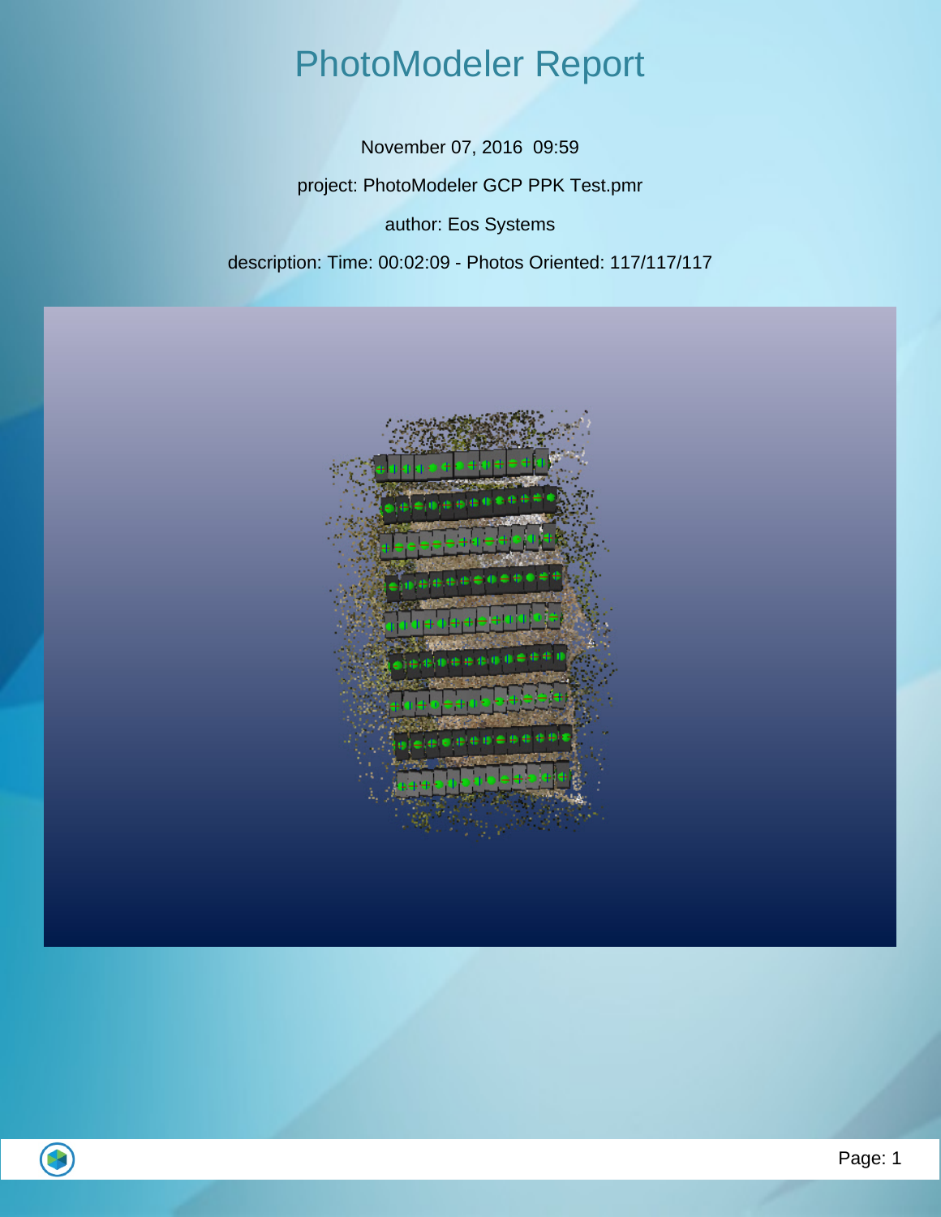# PhotoModeler Report

November 07, 2016 09:59

project: PhotoModeler GCP PPK Test.pmr

author: Eos Systems

description: Time: 00:02:09 - Photos Oriented: 117/117/117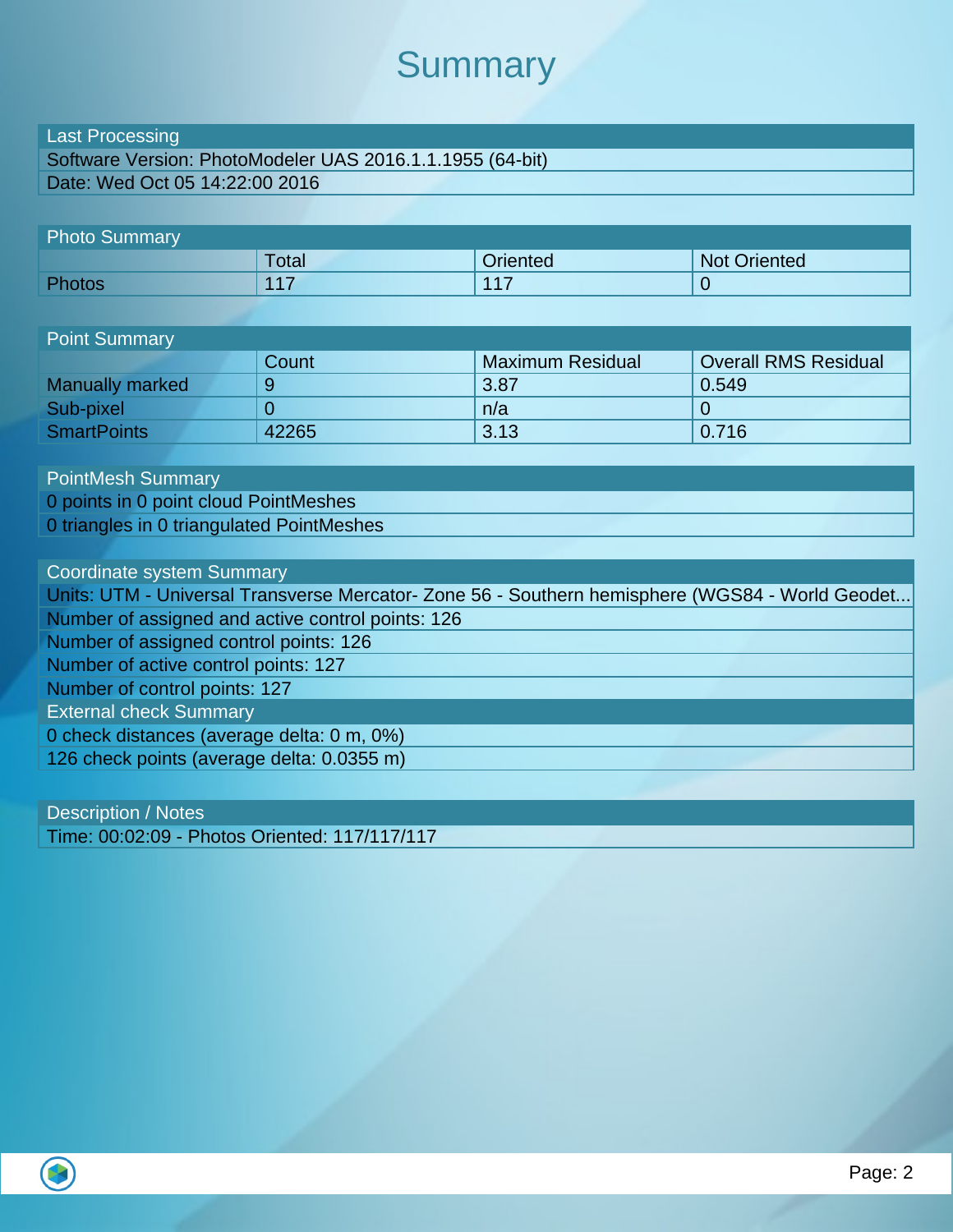# Summary

| Last Processing |
|---|
| Software Version: PhotoModeler UAS 2016.1.1.1955 (64-bit) |
| Date: Wed Oct 05 14:22:00 2016 |

| Photo Summary | | | |
|---|---|---|---|
| | Total | Oriented | Not Oriented |
| Photos | 117 | 117 | 0 |

| Point Summary | | | |
|---|---|---|---|
| | Count | Maximum Residual | Overall RMS Residual |
| Manually marked | 9 | 3.87 | 0.549 |
| Sub-pixel | 0 | n/a | 0 |
| SmartPoints | 42265 | 3.13 | 0.716 |

| PointMesh Summary |
|---|
| 0 points in 0 point cloud PointMeshes |
| 0 triangles in 0 triangulated PointMeshes |

| Coordinate system Summary |
|---|
| Units: UTM - Universal Transverse Mercator- Zone 56 - Southern hemisphere (WGS84 - World Geodet... |
| Number of assigned and active control points: 126 |
| Number of assigned control points: 126 |
| Number of active control points: 127 |
| Number of control points: 127 |
| **External check Summary** |
| 0 check distances (average delta: 0 m, 0%) |
| 126 check points (average delta: 0.0355 m) |

| Description / Notes |
|---|
| Time: 00:02:09 - Photos Oriented: 117/117/117 |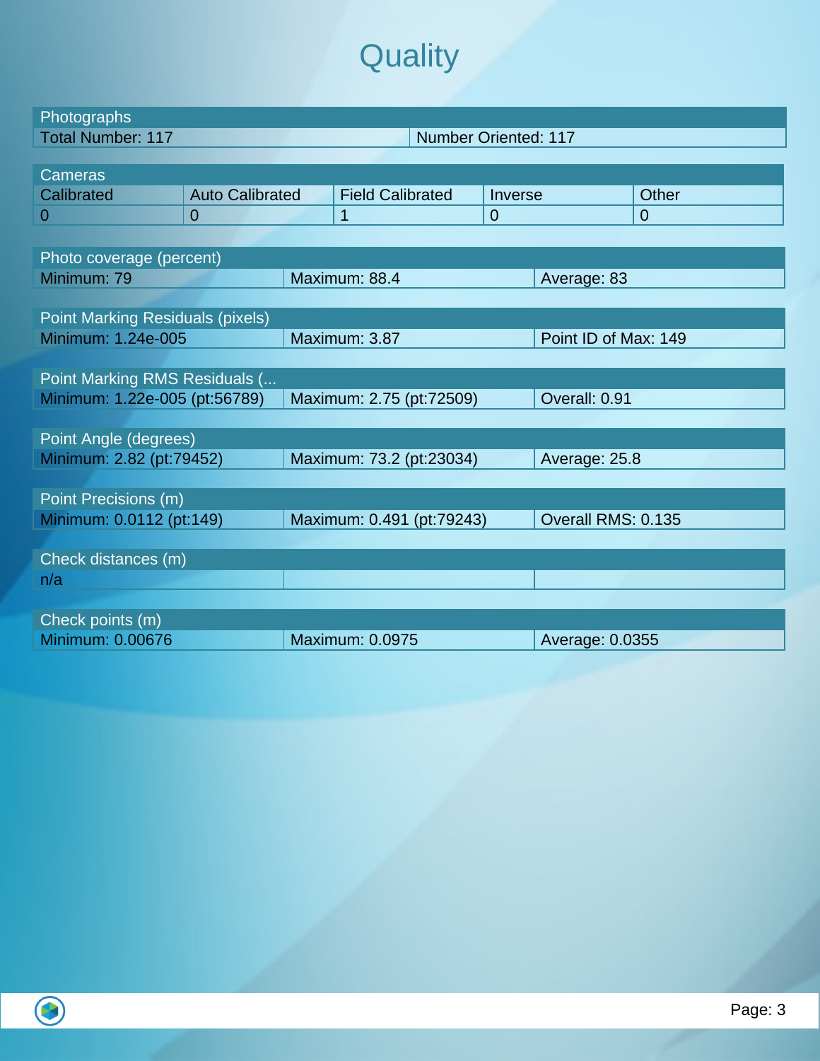# Quality

| Photographs | |
|---|---|
| Total Number: 117 | Number Oriented: 117 |

| Cameras | | | | |
|---|---|---|---|---|
| Calibrated | Auto Calibrated | Field Calibrated | Inverse | Other |
| 0 | 0 | 1 | 0 | 0 |

| Photo coverage (percent) | | |
|---|---|---|
| Minimum: 79 | Maximum: 88.4 | Average: 83 |

| Point Marking Residuals (pixels) | | |
|---|---|---|
| Minimum: 1.24e-005 | Maximum: 3.87 | Point ID of Max: 149 |

| Point Marking RMS Residuals (... | | |
|---|---|---|
| Minimum: 1.22e-005 (pt:56789) | Maximum: 2.75 (pt:72509) | Overall: 0.91 |

| Point Angle (degrees) | | |
|---|---|---|
| Minimum: 2.82 (pt:79452) | Maximum: 73.2 (pt:23034) | Average: 25.8 |

| Point Precisions (m) | | |
|---|---|---|
| Minimum: 0.0112 (pt:149) | Maximum: 0.491 (pt:79243) | Overall RMS: 0.135 |

| Check distances (m) | | |
|---|---|---|
| n/a | | |

| Check points (m) | | |
|---|---|---|
| Minimum: 0.00676 | Maximum: 0.0975 | Average: 0.0355 |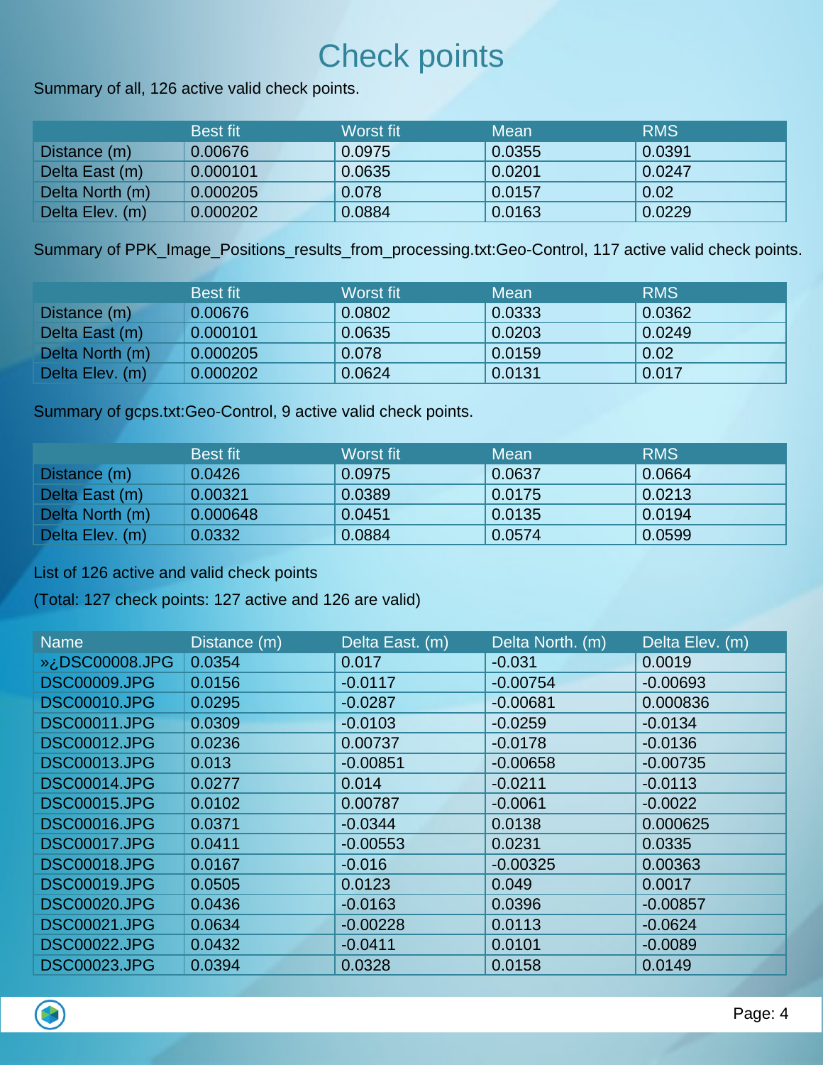# Check points

Summary of all, 126 active valid check points.

| | Best fit | Worst fit | Mean | RMS |
|---|---|---|---|---|
| Distance (m) | 0.00676 | 0.0975 | 0.0355 | 0.0391 |
| Delta East (m) | 0.000101 | 0.0635 | 0.0201 | 0.0247 |
| Delta North (m) | 0.000205 | 0.078 | 0.0157 | 0.02 |
| Delta Elev. (m) | 0.000202 | 0.0884 | 0.0163 | 0.0229 |

Summary of PPK_Image_Positions_results_from_processing.txt:Geo-Control, 117 active valid check points.

| | Best fit | Worst fit | Mean | RMS |
|---|---|---|---|---|
| Distance (m) | 0.00676 | 0.0802 | 0.0333 | 0.0362 |
| Delta East (m) | 0.000101 | 0.0635 | 0.0203 | 0.0249 |
| Delta North (m) | 0.000205 | 0.078 | 0.0159 | 0.02 |
| Delta Elev. (m) | 0.000202 | 0.0624 | 0.0131 | 0.017 |

Summary of gcps.txt:Geo-Control, 9 active valid check points.

| | Best fit | Worst fit | Mean | RMS |
|---|---|---|---|---|
| Distance (m) | 0.0426 | 0.0975 | 0.0637 | 0.0664 |
| Delta East (m) | 0.00321 | 0.0389 | 0.0175 | 0.0213 |
| Delta North (m) | 0.000648 | 0.0451 | 0.0135 | 0.0194 |
| Delta Elev. (m) | 0.0332 | 0.0884 | 0.0574 | 0.0599 |

List of 126 active and valid check points

(Total: 127 check points: 127 active and 126 are valid)

| Name | Distance (m) | Delta East. (m) | Delta North. (m) | Delta Elev. (m) |
|---|---|---|---|---|
| »¿DSC00008.JPG | 0.0354 | 0.017 | -0.031 | 0.0019 |
| DSC00009.JPG | 0.0156 | -0.0117 | -0.00754 | -0.00693 |
| DSC00010.JPG | 0.0295 | -0.0287 | -0.00681 | 0.000836 |
| DSC00011.JPG | 0.0309 | -0.0103 | -0.0259 | -0.0134 |
| DSC00012.JPG | 0.0236 | 0.00737 | -0.0178 | -0.0136 |
| DSC00013.JPG | 0.013 | -0.00851 | -0.00658 | -0.00735 |
| DSC00014.JPG | 0.0277 | 0.014 | -0.0211 | -0.0113 |
| DSC00015.JPG | 0.0102 | 0.00787 | -0.0061 | -0.0022 |
| DSC00016.JPG | 0.0371 | -0.0344 | 0.0138 | 0.000625 |
| DSC00017.JPG | 0.0411 | -0.00553 | 0.0231 | 0.0335 |
| DSC00018.JPG | 0.0167 | -0.016 | -0.00325 | 0.00363 |
| DSC00019.JPG | 0.0505 | 0.0123 | 0.049 | 0.0017 |
| DSC00020.JPG | 0.0436 | -0.0163 | 0.0396 | -0.00857 |
| DSC00021.JPG | 0.0634 | -0.00228 | 0.0113 | -0.0624 |
| DSC00022.JPG | 0.0432 | -0.0411 | 0.0101 | -0.0089 |
| DSC00023.JPG | 0.0394 | 0.0328 | 0.0158 | 0.0149 |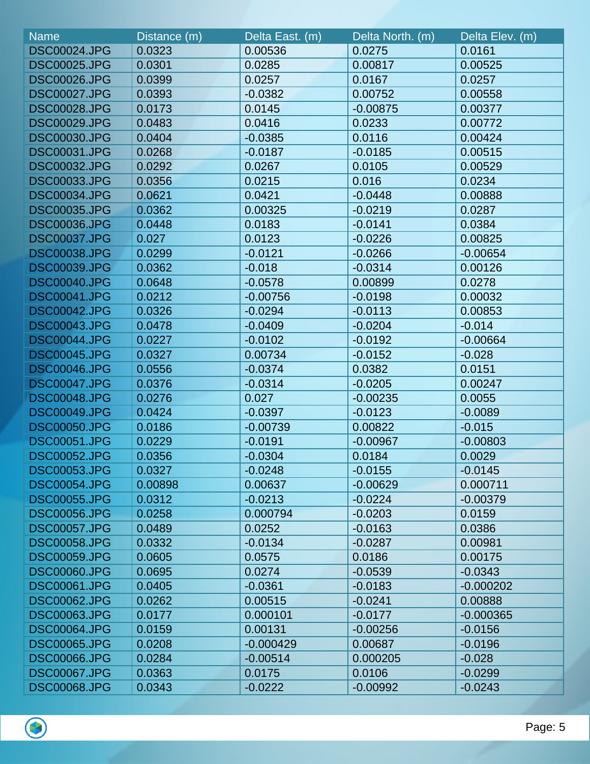| Name | Distance (m) | Delta East. (m) | Delta North. (m) | Delta Elev. (m) |
|---|---|---|---|---|
| DSC00024.JPG | 0.0323 | 0.00536 | 0.0275 | 0.0161 |
| DSC00025.JPG | 0.0301 | 0.0285 | 0.00817 | 0.00525 |
| DSC00026.JPG | 0.0399 | 0.0257 | 0.0167 | 0.0257 |
| DSC00027.JPG | 0.0393 | -0.0382 | 0.00752 | 0.00558 |
| DSC00028.JPG | 0.0173 | 0.0145 | -0.00875 | 0.00377 |
| DSC00029.JPG | 0.0483 | 0.0416 | 0.0233 | 0.00772 |
| DSC00030.JPG | 0.0404 | -0.0385 | 0.0116 | 0.00424 |
| DSC00031.JPG | 0.0268 | -0.0187 | -0.0185 | 0.00515 |
| DSC00032.JPG | 0.0292 | 0.0267 | 0.0105 | 0.00529 |
| DSC00033.JPG | 0.0356 | 0.0215 | 0.016 | 0.0234 |
| DSC00034.JPG | 0.0621 | 0.0421 | -0.0448 | 0.00888 |
| DSC00035.JPG | 0.0362 | 0.00325 | -0.0219 | 0.0287 |
| DSC00036.JPG | 0.0448 | 0.0183 | -0.0141 | 0.0384 |
| DSC00037.JPG | 0.027 | 0.0123 | -0.0226 | 0.00825 |
| DSC00038.JPG | 0.0299 | -0.0121 | -0.0266 | -0.00654 |
| DSC00039.JPG | 0.0362 | -0.018 | -0.0314 | 0.00126 |
| DSC00040.JPG | 0.0648 | -0.0578 | 0.00899 | 0.0278 |
| DSC00041.JPG | 0.0212 | -0.00756 | -0.0198 | 0.00032 |
| DSC00042.JPG | 0.0326 | -0.0294 | -0.0113 | 0.00853 |
| DSC00043.JPG | 0.0478 | -0.0409 | -0.0204 | -0.014 |
| DSC00044.JPG | 0.0227 | -0.0102 | -0.0192 | -0.00664 |
| DSC00045.JPG | 0.0327 | 0.00734 | -0.0152 | -0.028 |
| DSC00046.JPG | 0.0556 | -0.0374 | 0.0382 | 0.0151 |
| DSC00047.JPG | 0.0376 | -0.0314 | -0.0205 | 0.00247 |
| DSC00048.JPG | 0.0276 | 0.027 | -0.00235 | 0.0055 |
| DSC00049.JPG | 0.0424 | -0.0397 | -0.0123 | -0.0089 |
| DSC00050.JPG | 0.0186 | -0.00739 | 0.00822 | -0.015 |
| DSC00051.JPG | 0.0229 | -0.0191 | -0.00967 | -0.00803 |
| DSC00052.JPG | 0.0356 | -0.0304 | 0.0184 | 0.0029 |
| DSC00053.JPG | 0.0327 | -0.0248 | -0.0155 | -0.0145 |
| DSC00054.JPG | 0.00898 | 0.00637 | -0.00629 | 0.000711 |
| DSC00055.JPG | 0.0312 | -0.0213 | -0.0224 | -0.00379 |
| DSC00056.JPG | 0.0258 | 0.000794 | -0.0203 | 0.0159 |
| DSC00057.JPG | 0.0489 | 0.0252 | -0.0163 | 0.0386 |
| DSC00058.JPG | 0.0332 | -0.0134 | -0.0287 | 0.00981 |
| DSC00059.JPG | 0.0605 | 0.0575 | 0.0186 | 0.00175 |
| DSC00060.JPG | 0.0695 | 0.0274 | -0.0539 | -0.0343 |
| DSC00061.JPG | 0.0405 | -0.0361 | -0.0183 | -0.000202 |
| DSC00062.JPG | 0.0262 | 0.00515 | -0.0241 | 0.00888 |
| DSC00063.JPG | 0.0177 | 0.000101 | -0.0177 | -0.000365 |
| DSC00064.JPG | 0.0159 | 0.00131 | -0.00256 | -0.0156 |
| DSC00065.JPG | 0.0208 | -0.000429 | 0.00687 | -0.0196 |
| DSC00066.JPG | 0.0284 | -0.00514 | 0.000205 | -0.028 |
| DSC00067.JPG | 0.0363 | 0.0175 | 0.0106 | -0.0299 |
| DSC00068.JPG | 0.0343 | -0.0222 | -0.00992 | -0.0243 |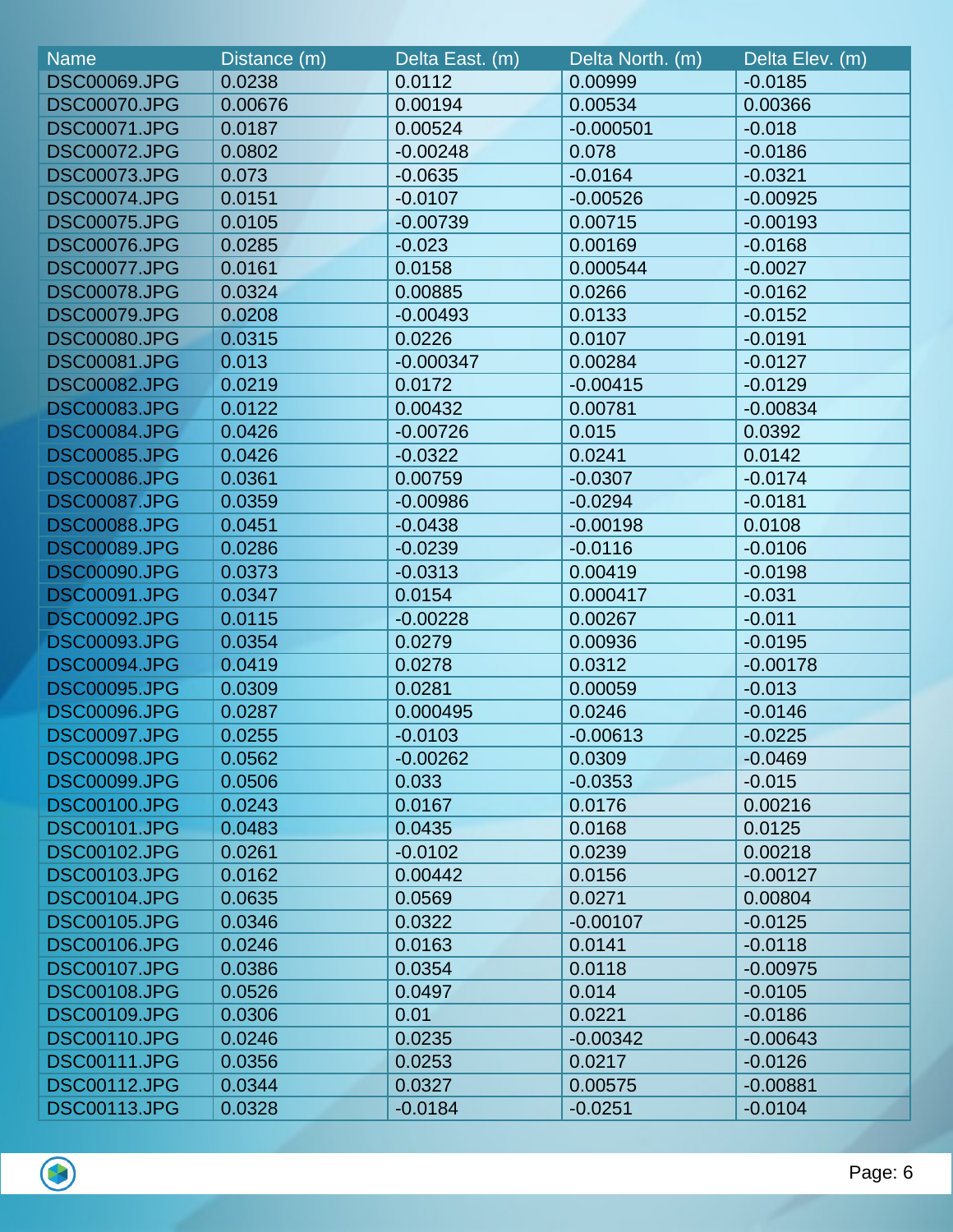| Name | Distance (m) | Delta East. (m) | Delta North. (m) | Delta Elev. (m) |
|---|---|---|---|---|
| DSC00069.JPG | 0.0238 | 0.0112 | 0.00999 | -0.0185 |
| DSC00070.JPG | 0.00676 | 0.00194 | 0.00534 | 0.00366 |
| DSC00071.JPG | 0.0187 | 0.00524 | -0.000501 | -0.018 |
| DSC00072.JPG | 0.0802 | -0.00248 | 0.078 | -0.0186 |
| DSC00073.JPG | 0.073 | -0.0635 | -0.0164 | -0.0321 |
| DSC00074.JPG | 0.0151 | -0.0107 | -0.00526 | -0.00925 |
| DSC00075.JPG | 0.0105 | -0.00739 | 0.00715 | -0.00193 |
| DSC00076.JPG | 0.0285 | -0.023 | 0.00169 | -0.0168 |
| DSC00077.JPG | 0.0161 | 0.0158 | 0.000544 | -0.0027 |
| DSC00078.JPG | 0.0324 | 0.00885 | 0.0266 | -0.0162 |
| DSC00079.JPG | 0.0208 | -0.00493 | 0.0133 | -0.0152 |
| DSC00080.JPG | 0.0315 | 0.0226 | 0.0107 | -0.0191 |
| DSC00081.JPG | 0.013 | -0.000347 | 0.00284 | -0.0127 |
| DSC00082.JPG | 0.0219 | 0.0172 | -0.00415 | -0.0129 |
| DSC00083.JPG | 0.0122 | 0.00432 | 0.00781 | -0.00834 |
| DSC00084.JPG | 0.0426 | -0.00726 | 0.015 | 0.0392 |
| DSC00085.JPG | 0.0426 | -0.0322 | 0.0241 | 0.0142 |
| DSC00086.JPG | 0.0361 | 0.00759 | -0.0307 | -0.0174 |
| DSC00087.JPG | 0.0359 | -0.00986 | -0.0294 | -0.0181 |
| DSC00088.JPG | 0.0451 | -0.0438 | -0.00198 | 0.0108 |
| DSC00089.JPG | 0.0286 | -0.0239 | -0.0116 | -0.0106 |
| DSC00090.JPG | 0.0373 | -0.0313 | 0.00419 | -0.0198 |
| DSC00091.JPG | 0.0347 | 0.0154 | 0.000417 | -0.031 |
| DSC00092.JPG | 0.0115 | -0.00228 | 0.00267 | -0.011 |
| DSC00093.JPG | 0.0354 | 0.0279 | 0.00936 | -0.0195 |
| DSC00094.JPG | 0.0419 | 0.0278 | 0.0312 | -0.00178 |
| DSC00095.JPG | 0.0309 | 0.0281 | 0.00059 | -0.013 |
| DSC00096.JPG | 0.0287 | 0.000495 | 0.0246 | -0.0146 |
| DSC00097.JPG | 0.0255 | -0.0103 | -0.00613 | -0.0225 |
| DSC00098.JPG | 0.0562 | -0.00262 | 0.0309 | -0.0469 |
| DSC00099.JPG | 0.0506 | 0.033 | -0.0353 | -0.015 |
| DSC00100.JPG | 0.0243 | 0.0167 | 0.0176 | 0.00216 |
| DSC00101.JPG | 0.0483 | 0.0435 | 0.0168 | 0.0125 |
| DSC00102.JPG | 0.0261 | -0.0102 | 0.0239 | 0.00218 |
| DSC00103.JPG | 0.0162 | 0.00442 | 0.0156 | -0.00127 |
| DSC00104.JPG | 0.0635 | 0.0569 | 0.0271 | 0.00804 |
| DSC00105.JPG | 0.0346 | 0.0322 | -0.00107 | -0.0125 |
| DSC00106.JPG | 0.0246 | 0.0163 | 0.0141 | -0.0118 |
| DSC00107.JPG | 0.0386 | 0.0354 | 0.0118 | -0.00975 |
| DSC00108.JPG | 0.0526 | 0.0497 | 0.014 | -0.0105 |
| DSC00109.JPG | 0.0306 | 0.01 | 0.0221 | -0.0186 |
| DSC00110.JPG | 0.0246 | 0.0235 | -0.00342 | -0.00643 |
| DSC00111.JPG | 0.0356 | 0.0253 | 0.0217 | -0.0126 |
| DSC00112.JPG | 0.0344 | 0.0327 | 0.00575 | -0.00881 |
| DSC00113.JPG | 0.0328 | -0.0184 | -0.0251 | -0.0104 |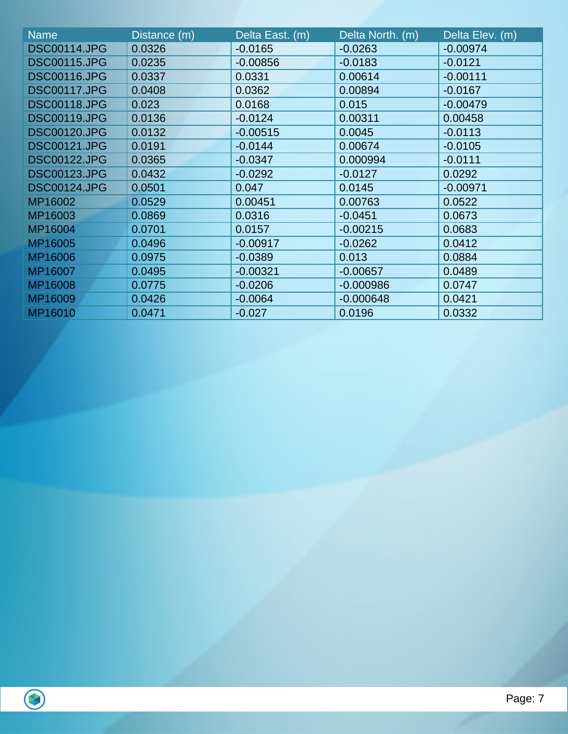| Name | Distance (m) | Delta East. (m) | Delta North. (m) | Delta Elev. (m) |
| --- | --- | --- | --- | --- |
| DSC00114.JPG | 0.0326 | -0.0165 | -0.0263 | -0.00974 |
| DSC00115.JPG | 0.0235 | -0.00856 | -0.0183 | -0.0121 |
| DSC00116.JPG | 0.0337 | 0.0331 | 0.00614 | -0.00111 |
| DSC00117.JPG | 0.0408 | 0.0362 | 0.00894 | -0.0167 |
| DSC00118.JPG | 0.023 | 0.0168 | 0.015 | -0.00479 |
| DSC00119.JPG | 0.0136 | -0.0124 | 0.00311 | 0.00458 |
| DSC00120.JPG | 0.0132 | -0.00515 | 0.0045 | -0.0113 |
| DSC00121.JPG | 0.0191 | -0.0144 | 0.00674 | -0.0105 |
| DSC00122.JPG | 0.0365 | -0.0347 | 0.000994 | -0.0111 |
| DSC00123.JPG | 0.0432 | -0.0292 | -0.0127 | 0.0292 |
| DSC00124.JPG | 0.0501 | 0.047 | 0.0145 | -0.00971 |
| MP16002 | 0.0529 | 0.00451 | 0.00763 | 0.0522 |
| MP16003 | 0.0869 | 0.0316 | -0.0451 | 0.0673 |
| MP16004 | 0.0701 | 0.0157 | -0.00215 | 0.0683 |
| MP16005 | 0.0496 | -0.00917 | -0.0262 | 0.0412 |
| MP16006 | 0.0975 | -0.0389 | 0.013 | 0.0884 |
| MP16007 | 0.0495 | -0.00321 | -0.00657 | 0.0489 |
| MP16008 | 0.0775 | -0.0206 | -0.000986 | 0.0747 |
| MP16009 | 0.0426 | -0.0064 | -0.000648 | 0.0421 |
| MP16010 | 0.0471 | -0.027 | 0.0196 | 0.0332 |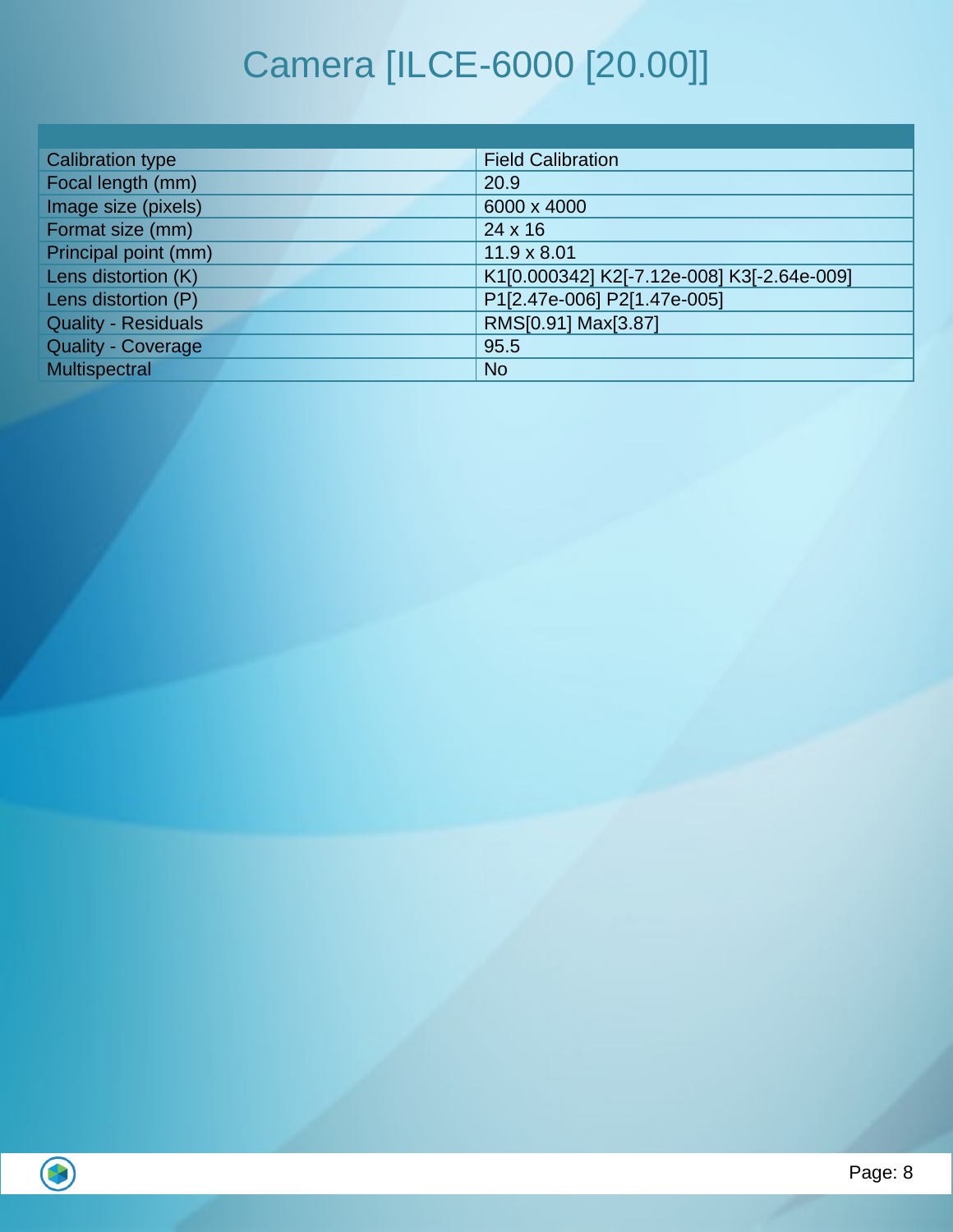# Camera [ILCE-6000 [20.00]]

| | |
|---|---|
| Calibration type | Field Calibration |
| Focal length (mm) | 20.9 |
| Image size (pixels) | 6000 x 4000 |
| Format size (mm) | 24 x 16 |
| Principal point (mm) | 11.9 x 8.01 |
| Lens distortion (K) | K1[0.000342] K2[-7.12e-008] K3[-2.64e-009] |
| Lens distortion (P) | P1[2.47e-006] P2[1.47e-005] |
| Quality - Residuals | RMS[0.91] Max[3.87] |
| Quality - Coverage | 95.5 |
| Multispectral | No |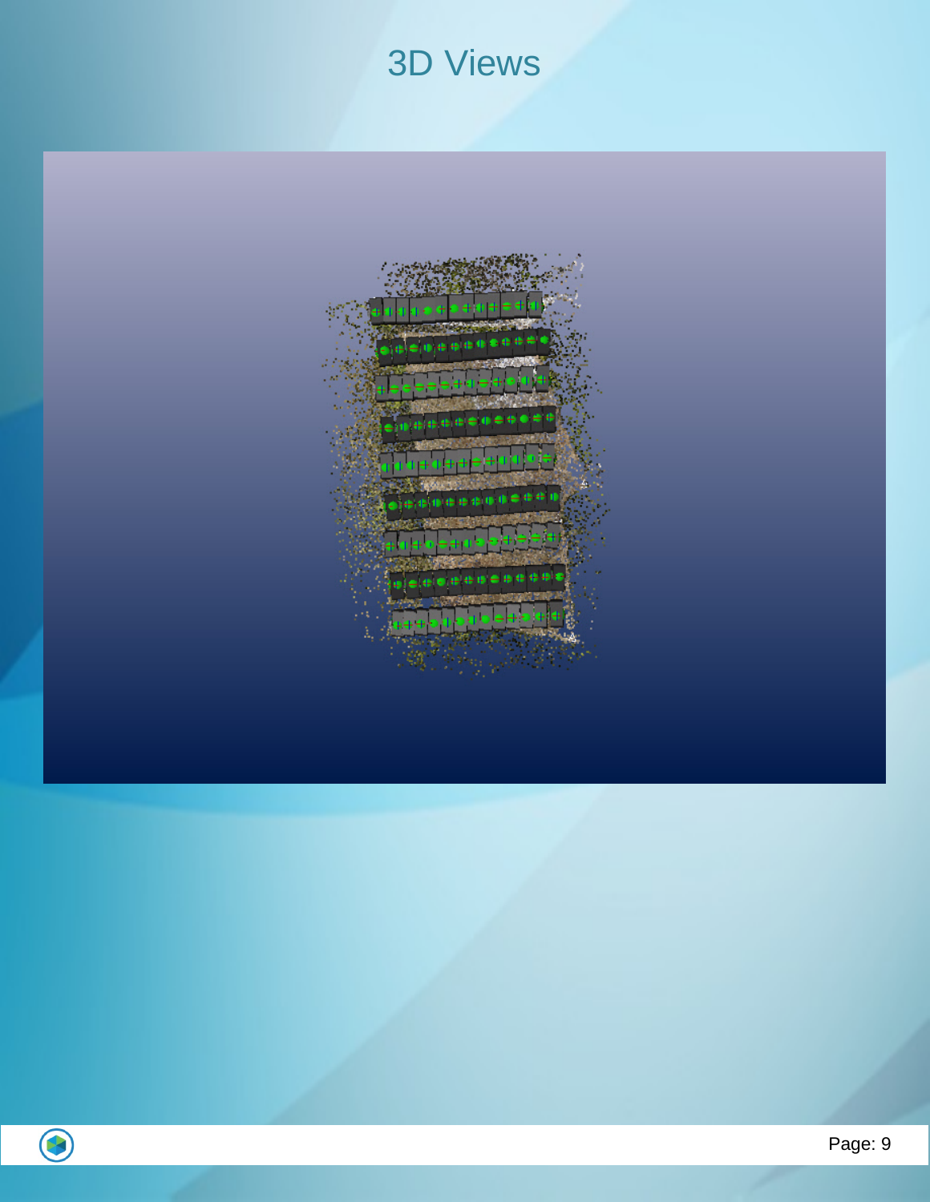# 3D Views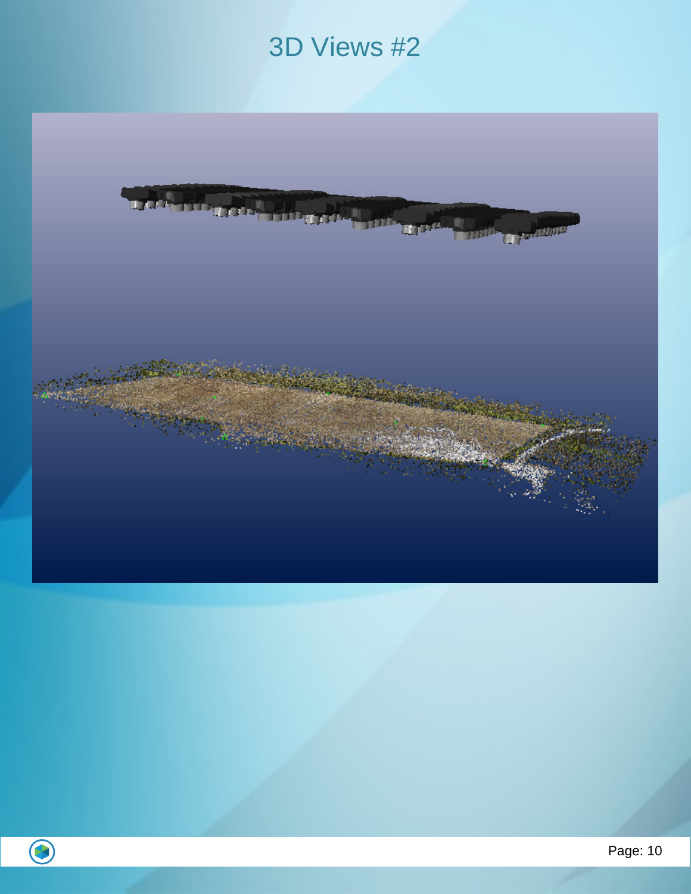# 3D Views #2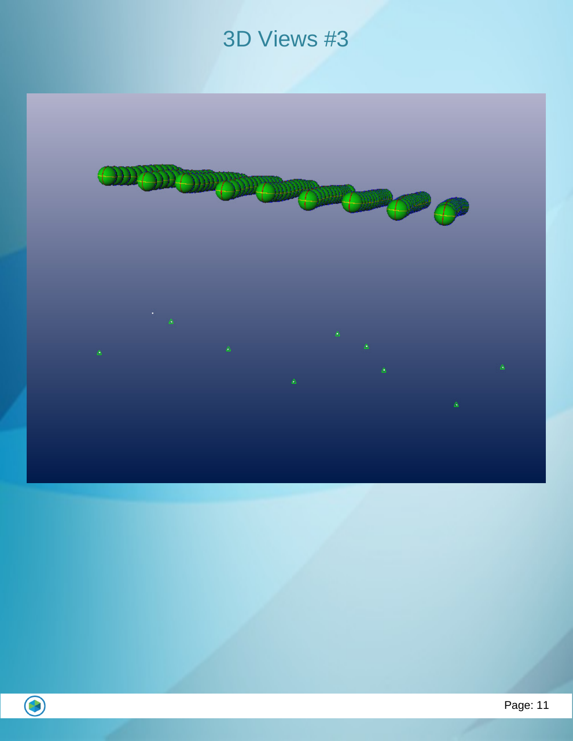# 3D Views #3